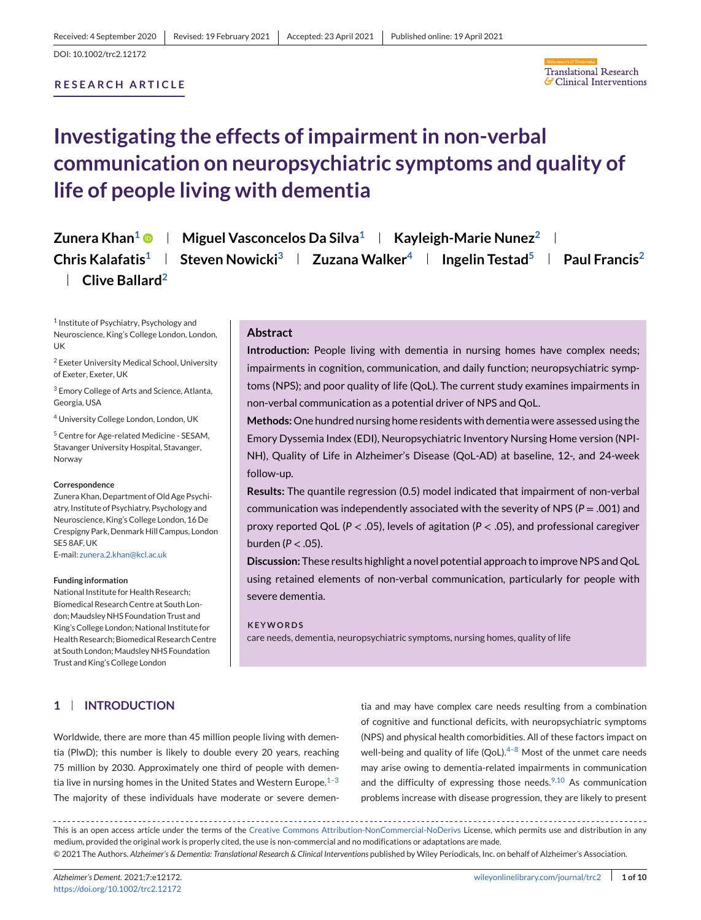Received: 4 September 2020 | Revised: 19 February 2021 | Accepted: 23 April 2021 | Published online: 19 April 2021

DOI: 10.1002/trc2.12172

**RESEARCH ARTICLE**

# Investigating the effects of impairment in non-verbal communication on neuropsychiatric symptoms and quality of life of people living with dementia

**Zunera Khan**[1] | **Miguel Vasconcelos Da Silva**[1] | **Kayleigh-Marie Nunez**[2] | **Chris Kalafatis**[1] | **Steven Nowicki**[3] | **Zuzana Walker**[4] | **Ingelin Testad**[5] | **Paul Francis**[2] | **Clive Ballard**[2]

[1] Institute of Psychiatry, Psychology and Neuroscience, King's College London, London, UK

[2] Exeter University Medical School, University of Exeter, Exeter, UK

[3] Emory College of Arts and Science, Atlanta, Georgia, USA

[4] University College London, London, UK

[5] Centre for Age-related Medicine - SESAM, Stavanger University Hospital, Stavanger, Norway

**Correspondence**
Zunera Khan, Department of Old Age Psychiatry, Institute of Psychiatry, Psychology and Neuroscience, King's College London, 16 De Crespigny Park, Denmark Hill Campus, London SE5 8AF, UK
E-mail: zunera.2.khan@kcl.ac.uk

**Funding information**
National Institute for Health Research; Biomedical Research Centre at South London; Maudsley NHS Foundation Trust and King's College London; National Institute for Health Research; Biomedical Research Centre at South London; Maudsley NHS Foundation Trust and King's College London

## Abstract

**Introduction:** People living with dementia in nursing homes have complex needs; impairments in cognition, communication, and daily function; neuropsychiatric symptoms (NPS); and poor quality of life (QoL). The current study examines impairments in non-verbal communication as a potential driver of NPS and QoL.

**Methods:** One hundred nursing home residents with dementia were assessed using the Emory Dyssemia Index (EDI), Neuropsychiatric Inventory Nursing Home version (NPI-NH), Quality of Life in Alzheimer's Disease (QoL-AD) at baseline, 12-, and 24-week follow-up.

**Results:** The quantile regression (0.5) model indicated that impairment of non-verbal communication was independently associated with the severity of NPS ($P = .001$) and proxy reported QoL ($P < .05$), levels of agitation ($P < .05$), and professional caregiver burden ($P < .05$).

**Discussion:** These results highlight a novel potential approach to improve NPS and QoL using retained elements of non-verbal communication, particularly for people with severe dementia.

**KEYWORDS**
care needs, dementia, neuropsychiatric symptoms, nursing homes, quality of life

## 1 | INTRODUCTION

Worldwide, there are more than 45 million people living with dementia (PlwD); this number is likely to double every 20 years, reaching 75 million by 2030. Approximately one third of people with dementia live in nursing homes in the United States and Western Europe.[1–3] The majority of these individuals have moderate or severe dementia and may have complex care needs resulting from a combination of cognitive and functional deficits, with neuropsychiatric symptoms (NPS) and physical health comorbidities. All of these factors impact on well-being and quality of life (QoL).[4–8] Most of the unmet care needs may arise owing to dementia-related impairments in communication and the difficulty of expressing those needs.[9,10] As communication problems increase with disease progression, they are likely to present

This is an open access article under the terms of the Creative Commons Attribution-NonCommercial-NoDerivs License, which permits use and distribution in any medium, provided the original work is properly cited, the use is non-commercial and no modifications or adaptations are made.
© 2021 The Authors. *Alzheimer's & Dementia: Translational Research & Clinical Interventions* published by Wiley Periodicals, Inc. on behalf of Alzheimer's Association.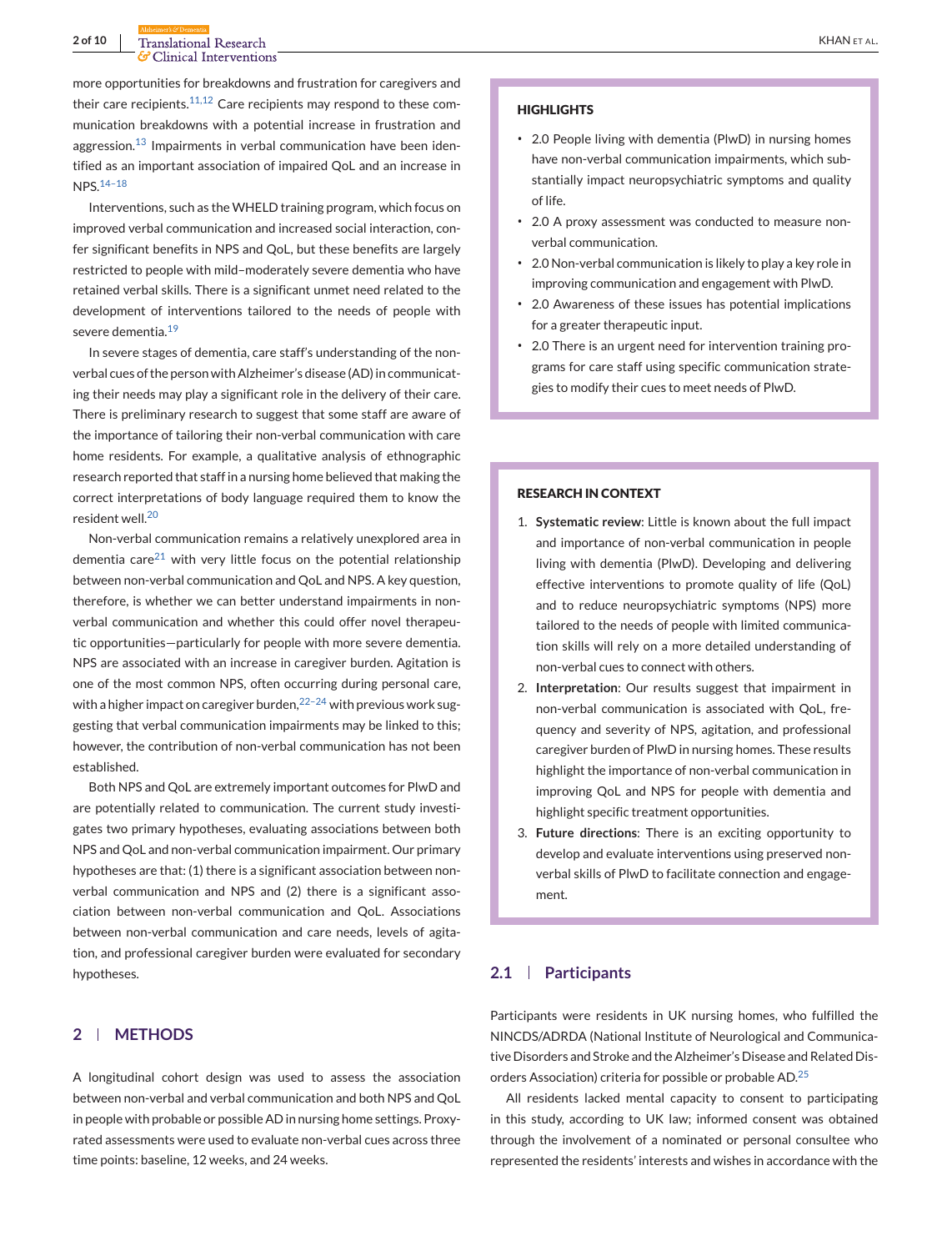more opportunities for breakdowns and frustration for caregivers and their care recipients.[11,12] Care recipients may respond to these communication breakdowns with a potential increase in frustration and aggression.[13] Impairments in verbal communication have been identified as an important association of impaired QoL and an increase in NPS.[14–18]

Interventions, such as the WHELD training program, which focus on improved verbal communication and increased social interaction, confer significant benefits in NPS and QoL, but these benefits are largely restricted to people with mild–moderately severe dementia who have retained verbal skills. There is a significant unmet need related to the development of interventions tailored to the needs of people with severe dementia.[19]

In severe stages of dementia, care staff's understanding of the non-verbal cues of the person with Alzheimer's disease (AD) in communicating their needs may play a significant role in the delivery of their care. There is preliminary research to suggest that some staff are aware of the importance of tailoring their non-verbal communication with care home residents. For example, a qualitative analysis of ethnographic research reported that staff in a nursing home believed that making the correct interpretations of body language required them to know the resident well.[20]

Non-verbal communication remains a relatively unexplored area in dementia care[21] with very little focus on the potential relationship between non-verbal communication and QoL and NPS. A key question, therefore, is whether we can better understand impairments in non-verbal communication and whether this could offer novel therapeutic opportunities—particularly for people with more severe dementia. NPS are associated with an increase in caregiver burden. Agitation is one of the most common NPS, often occurring during personal care, with a higher impact on caregiver burden,[22–24] with previous work suggesting that verbal communication impairments may be linked to this; however, the contribution of non-verbal communication has not been established.

Both NPS and QoL are extremely important outcomes for PlwD and are potentially related to communication. The current study investigates two primary hypotheses, evaluating associations between both NPS and QoL and non-verbal communication impairment. Our primary hypotheses are that: (1) there is a significant association between non-verbal communication and NPS and (2) there is a significant association between non-verbal communication and QoL. Associations between non-verbal communication and care needs, levels of agitation, and professional caregiver burden were evaluated for secondary hypotheses.

**HIGHLIGHTS**

- 2.0 People living with dementia (PlwD) in nursing homes have non-verbal communication impairments, which substantially impact neuropsychiatric symptoms and quality of life.
- 2.0 A proxy assessment was conducted to measure non-verbal communication.
- 2.0 Non-verbal communication is likely to play a key role in improving communication and engagement with PlwD.
- 2.0 Awareness of these issues has potential implications for a greater therapeutic input.
- 2.0 There is an urgent need for intervention training programs for care staff using specific communication strategies to modify their cues to meet needs of PlwD.

**RESEARCH IN CONTEXT**

1. **Systematic review**: Little is known about the full impact and importance of non-verbal communication in people living with dementia (PlwD). Developing and delivering effective interventions to promote quality of life (QoL) and to reduce neuropsychiatric symptoms (NPS) more tailored to the needs of people with limited communication skills will rely on a more detailed understanding of non-verbal cues to connect with others.
2. **Interpretation**: Our results suggest that impairment in non-verbal communication is associated with QoL, frequency and severity of NPS, agitation, and professional caregiver burden of PlwD in nursing homes. These results highlight the importance of non-verbal communication in improving QoL and NPS for people with dementia and highlight specific treatment opportunities.
3. **Future directions**: There is an exciting opportunity to develop and evaluate interventions using preserved non-verbal skills of PlwD to facilitate connection and engagement.

## 2 | METHODS

A longitudinal cohort design was used to assess the association between non-verbal and verbal communication and both NPS and QoL in people with probable or possible AD in nursing home settings. Proxy-rated assessments were used to evaluate non-verbal cues across three time points: baseline, 12 weeks, and 24 weeks.

### 2.1 | Participants

Participants were residents in UK nursing homes, who fulfilled the NINCDS/ADRDA (National Institute of Neurological and Communicative Disorders and Stroke and the Alzheimer's Disease and Related Disorders Association) criteria for possible or probable AD.[25]

All residents lacked mental capacity to consent to participating in this study, according to UK law; informed consent was obtained through the involvement of a nominated or personal consultee who represented the residents' interests and wishes in accordance with the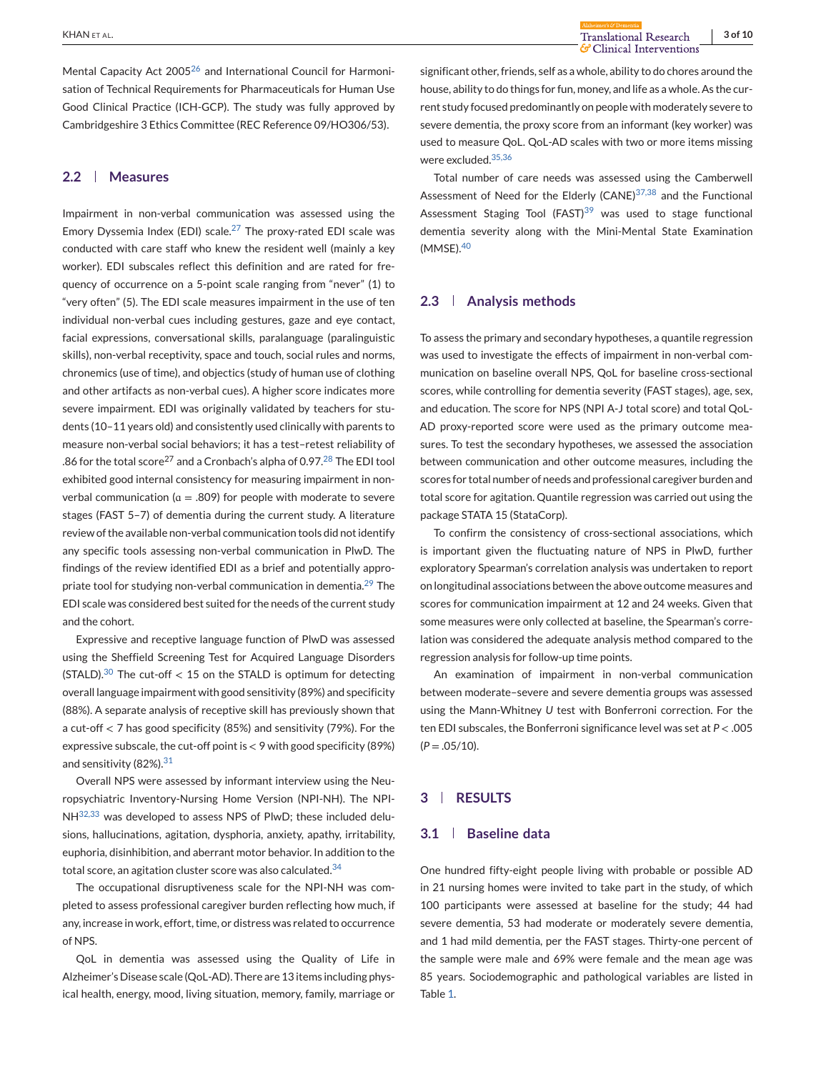Mental Capacity Act 2005[26] and International Council for Harmonisation of Technical Requirements for Pharmaceuticals for Human Use Good Clinical Practice (ICH-GCP). The study was fully approved by Cambridgeshire 3 Ethics Committee (REC Reference 09/HO306/53).

## 2.2 | Measures

Impairment in non-verbal communication was assessed using the Emory Dyssemia Index (EDI) scale.[27] The proxy-rated EDI scale was conducted with care staff who knew the resident well (mainly a key worker). EDI subscales reflect this definition and are rated for frequency of occurrence on a 5-point scale ranging from "never" (1) to "very often" (5). The EDI scale measures impairment in the use of ten individual non-verbal cues including gestures, gaze and eye contact, facial expressions, conversational skills, paralanguage (paralinguistic skills), non-verbal receptivity, space and touch, social rules and norms, chronemics (use of time), and objectics (study of human use of clothing and other artifacts as non-verbal cues). A higher score indicates more severe impairment. EDI was originally validated by teachers for students (10–11 years old) and consistently used clinically with parents to measure non-verbal social behaviors; it has a test–retest reliability of .86 for the total score[27] and a Cronbach's alpha of 0.97.[28] The EDI tool exhibited good internal consistency for measuring impairment in non-verbal communication ($\alpha = .809$) for people with moderate to severe stages (FAST 5–7) of dementia during the current study. A literature review of the available non-verbal communication tools did not identify any specific tools assessing non-verbal communication in PlwD. The findings of the review identified EDI as a brief and potentially appropriate tool for studying non-verbal communication in dementia.[29] The EDI scale was considered best suited for the needs of the current study and the cohort.

Expressive and receptive language function of PlwD was assessed using the Sheffield Screening Test for Acquired Language Disorders (STALD).[30] The cut-off $< 15$ on the STALD is optimum for detecting overall language impairment with good sensitivity (89%) and specificity (88%). A separate analysis of receptive skill has previously shown that a cut-off $< 7$ has good specificity (85%) and sensitivity (79%). For the expressive subscale, the cut-off point is $< 9$ with good specificity (89%) and sensitivity (82%).[31]

Overall NPS were assessed by informant interview using the Neuropsychiatric Inventory-Nursing Home Version (NPI-NH). The NPI-NH[32,33] was developed to assess NPS of PlwD; these included delusions, hallucinations, agitation, dysphoria, anxiety, apathy, irritability, euphoria, disinhibition, and aberrant motor behavior. In addition to the total score, an agitation cluster score was also calculated.[34]

The occupational disruptiveness scale for the NPI-NH was completed to assess professional caregiver burden reflecting how much, if any, increase in work, effort, time, or distress was related to occurrence of NPS.

QoL in dementia was assessed using the Quality of Life in Alzheimer's Disease scale (QoL-AD). There are 13 items including physical health, energy, mood, living situation, memory, family, marriage or significant other, friends, self as a whole, ability to do chores around the house, ability to do things for fun, money, and life as a whole. As the current study focused predominantly on people with moderately severe to severe dementia, the proxy score from an informant (key worker) was used to measure QoL. QoL-AD scales with two or more items missing were excluded.[35,36]

Total number of care needs was assessed using the Camberwell Assessment of Need for the Elderly (CANE)[37,38] and the Functional Assessment Staging Tool (FAST)[39] was used to stage functional dementia severity along with the Mini-Mental State Examination (MMSE).[40]

## 2.3 | Analysis methods

To assess the primary and secondary hypotheses, a quantile regression was used to investigate the effects of impairment in non-verbal communication on baseline overall NPS, QoL for baseline cross-sectional scores, while controlling for dementia severity (FAST stages), age, sex, and education. The score for NPS (NPI A-J total score) and total QoL-AD proxy-reported score were used as the primary outcome measures. To test the secondary hypotheses, we assessed the association between communication and other outcome measures, including the scores for total number of needs and professional caregiver burden and total score for agitation. Quantile regression was carried out using the package STATA 15 (StataCorp).

To confirm the consistency of cross-sectional associations, which is important given the fluctuating nature of NPS in PlwD, further exploratory Spearman's correlation analysis was undertaken to report on longitudinal associations between the above outcome measures and scores for communication impairment at 12 and 24 weeks. Given that some measures were only collected at baseline, the Spearman's correlation was considered the adequate analysis method compared to the regression analysis for follow-up time points.

An examination of impairment in non-verbal communication between moderate–severe and severe dementia groups was assessed using the Mann-Whitney *U* test with Bonferroni correction. For the ten EDI subscales, the Bonferroni significance level was set at $P < .005$ ($P = .05/10$).

# 3 | RESULTS

## 3.1 | Baseline data

One hundred fifty-eight people living with probable or possible AD in 21 nursing homes were invited to take part in the study, of which 100 participants were assessed at baseline for the study; 44 had severe dementia, 53 had moderate or moderately severe dementia, and 1 had mild dementia, per the FAST stages. Thirty-one percent of the sample were male and 69% were female and the mean age was 85 years. Sociodemographic and pathological variables are listed in Table 1.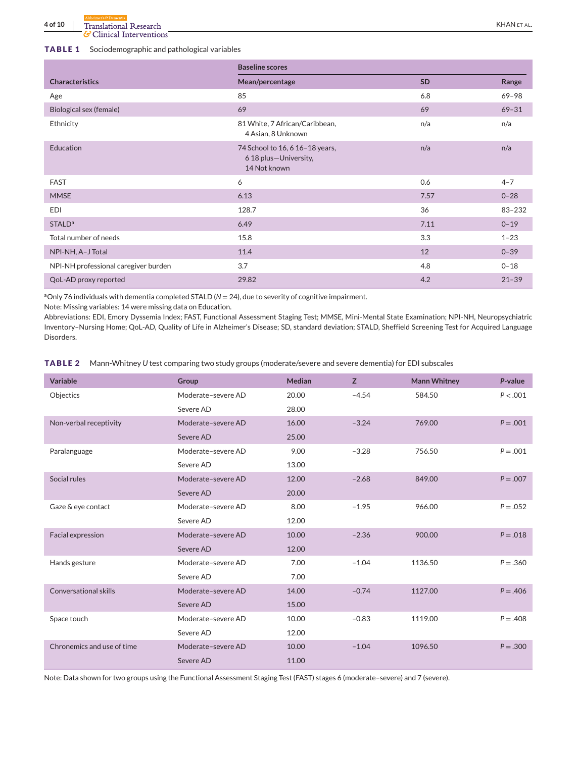**TABLE 1** Sociodemographic and pathological variables

| Characteristics | Baseline scores Mean/percentage | SD | Range |
|---|---|---|---|
| Age | 85 | 6.8 | 69–98 |
| Biological sex (female) | 69 | 69 | 69–31 |
| Ethnicity | 81 White, 7 African/Caribbean, 4 Asian, 8 Unknown | n/a | n/a |
| Education | 74 School to 16, 6 16–18 years, 6 18 plus—University, 14 Not known | n/a | n/a |
| FAST | 6 | 0.6 | 4–7 |
| MMSE | 6.13 | 7.57 | 0–28 |
| EDI | 128.7 | 36 | 83–232 |
| STALD[a] | 6.49 | 7.11 | 0–19 |
| Total number of needs | 15.8 | 3.3 | 1–23 |
| NPI-NH, A–J Total | 11.4 | 12 | 0–39 |
| NPI-NH professional caregiver burden | 3.7 | 4.8 | 0–18 |
| QoL-AD proxy reported | 29.82 | 4.2 | 21–39 |

[a]Only 76 individuals with dementia completed STALD ($N = 24$), due to severity of cognitive impairment.

Note: Missing variables: 14 were missing data on Education.

Abbreviations: EDI, Emory Dyssemia Index; FAST, Functional Assessment Staging Test; MMSE, Mini-Mental State Examination; NPI-NH, Neuropsychiatric Inventory–Nursing Home; QoL-AD, Quality of Life in Alzheimer's Disease; SD, standard deviation; STALD, Sheffield Screening Test for Acquired Language Disorders.

**TABLE 2** Mann-Whitney *U* test comparing two study groups (moderate/severe and severe dementia) for EDI subscales

| Variable | Group | Median | Z | Mann Whitney | P-value |
|---|---|---|---|---|---|
| Objectics | Moderate–severe AD | 20.00 | −4.54 | 584.50 | $P < .001$ |
| | Severe AD | 28.00 | | | |
| Non-verbal receptivity | Moderate–severe AD | 16.00 | −3.24 | 769.00 | $P = .001$ |
| | Severe AD | 25.00 | | | |
| Paralanguage | Moderate–severe AD | 9.00 | −3.28 | 756.50 | $P = .001$ |
| | Severe AD | 13.00 | | | |
| Social rules | Moderate–severe AD | 12.00 | −2.68 | 849.00 | $P = .007$ |
| | Severe AD | 20.00 | | | |
| Gaze & eye contact | Moderate–severe AD | 8.00 | −1.95 | 966.00 | $P = .052$ |
| | Severe AD | 12.00 | | | |
| Facial expression | Moderate–severe AD | 10.00 | −2.36 | 900.00 | $P = .018$ |
| | Severe AD | 12.00 | | | |
| Hands gesture | Moderate–severe AD | 7.00 | −1.04 | 1136.50 | $P = .360$ |
| | Severe AD | 7.00 | | | |
| Conversational skills | Moderate–severe AD | 14.00 | −0.74 | 1127.00 | $P = .406$ |
| | Severe AD | 15.00 | | | |
| Space touch | Moderate–severe AD | 10.00 | −0.83 | 1119.00 | $P = .408$ |
| | Severe AD | 12.00 | | | |
| Chronemics and use of time | Moderate–severe AD | 10.00 | −1.04 | 1096.50 | $P = .300$ |
| | Severe AD | 11.00 | | | |

Note: Data shown for two groups using the Functional Assessment Staging Test (FAST) stages 6 (moderate–severe) and 7 (severe).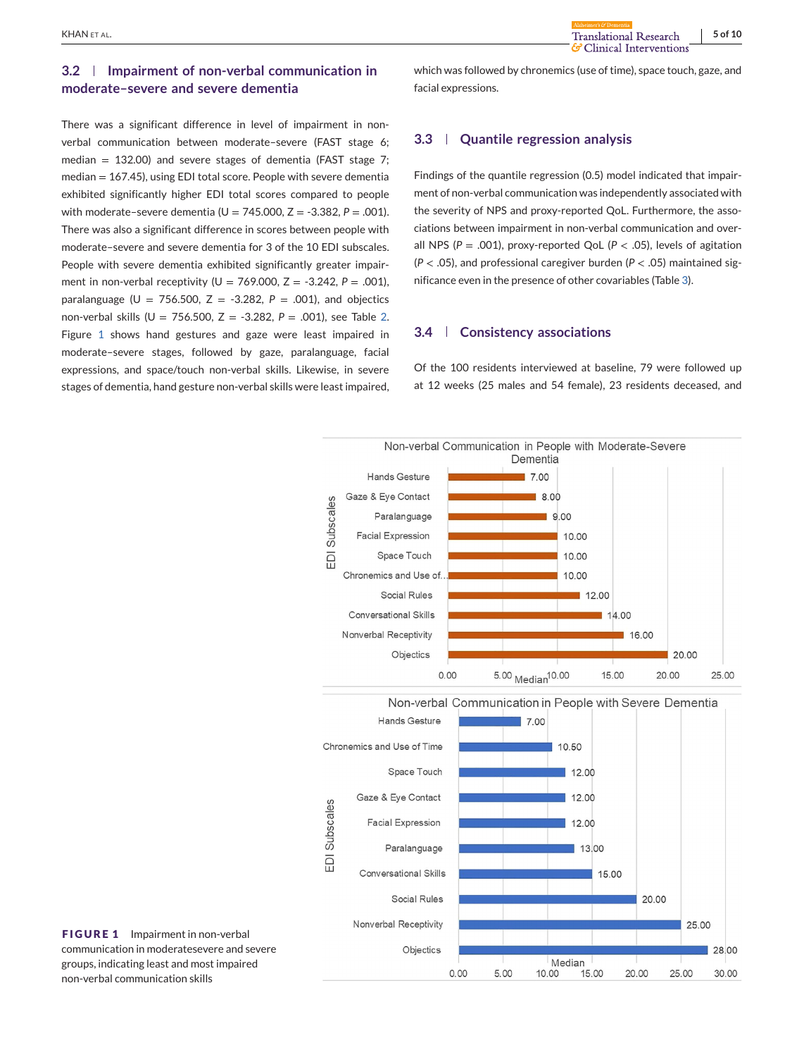### 3.2 | Impairment of non-verbal communication in moderate–severe and severe dementia

There was a significant difference in level of impairment in non-verbal communication between moderate–severe (FAST stage 6; median = 132.00) and severe stages of dementia (FAST stage 7; median = 167.45), using EDI total score. People with severe dementia exhibited significantly higher EDI total scores compared to people with moderate–severe dementia (U = 745.000, Z = -3.382, $P$ = .001). There was also a significant difference in scores between people with moderate–severe and severe dementia for 3 of the 10 EDI subscales. People with severe dementia exhibited significantly greater impairment in non-verbal receptivity (U = 769.000, Z = -3.242, $P$ = .001), paralanguage (U = 756.500, Z = -3.282, $P$ = .001), and objectics non-verbal skills (U = 756.500, Z = -3.282, $P$ = .001), see Table 2. Figure 1 shows hand gestures and gaze were least impaired in moderate–severe stages, followed by gaze, paralanguage, facial expressions, and space/touch non-verbal skills. Likewise, in severe stages of dementia, hand gesture non-verbal skills were least impaired, which was followed by chronemics (use of time), space touch, gaze, and facial expressions.

### 3.3 | Quantile regression analysis

Findings of the quantile regression (0.5) model indicated that impairment of non-verbal communication was independently associated with the severity of NPS and proxy-reported QoL. Furthermore, the associations between impairment in non-verbal communication and overall NPS ($P$ = .001), proxy-reported QoL ($P < .05$), levels of agitation ($P < .05$), and professional caregiver burden ($P < .05$) maintained significance even in the presence of other covariables (Table 3).

### 3.4 | Consistency associations

Of the 100 residents interviewed at baseline, 79 were followed up at 12 weeks (25 males and 54 female), 23 residents deceased, and

**FIGURE 1** Impairment in non-verbal communication in moderatesevere and severe groups, indicating least and most impaired non-verbal communication skills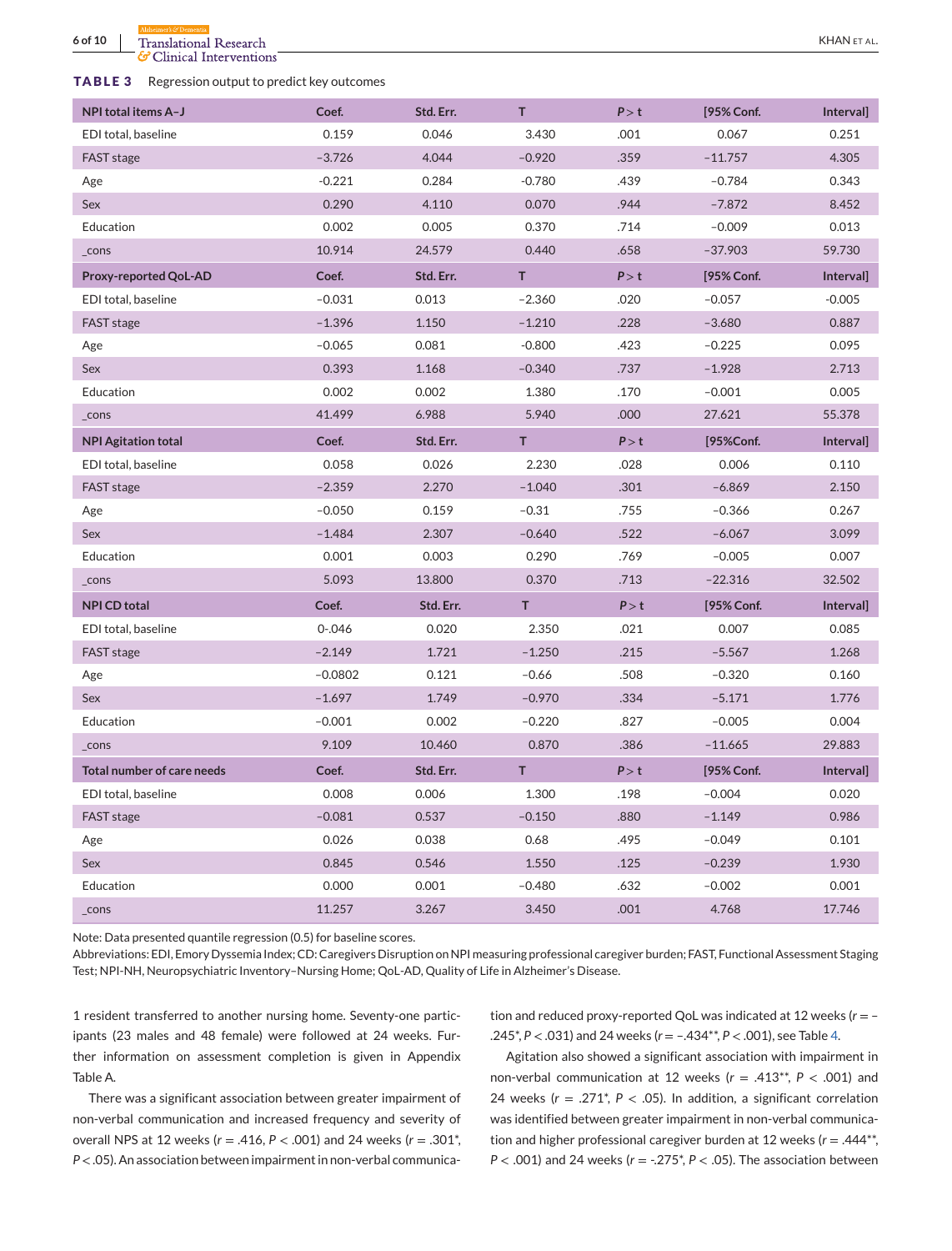**TABLE 3** Regression output to predict key outcomes

| NPI total items A–J | Coef. | Std. Err. | T | *P* > t | [95% Conf. | Interval] |
|---|---|---|---|---|---|---|
| EDI total, baseline | 0.159 | 0.046 | 3.430 | .001 | 0.067 | 0.251 |
| FAST stage | −3.726 | 4.044 | −0.920 | .359 | −11.757 | 4.305 |
| Age | -0.221 | 0.284 | −0.780 | .439 | −0.784 | 0.343 |
| Sex | 0.290 | 4.110 | 0.070 | .944 | −7.872 | 8.452 |
| Education | 0.002 | 0.005 | 0.370 | .714 | −0.009 | 0.013 |
| _cons | 10.914 | 24.579 | 0.440 | .658 | −37.903 | 59.730 |
| **Proxy-reported QoL-AD** | **Coef.** | **Std. Err.** | **T** | ***P* > t** | **[95% Conf.** | **Interval]** |
| EDI total, baseline | −0.031 | 0.013 | −2.360 | .020 | −0.057 | -0.005 |
| FAST stage | −1.396 | 1.150 | −1.210 | .228 | −3.680 | 0.887 |
| Age | −0.065 | 0.081 | −0.800 | .423 | −0.225 | 0.095 |
| Sex | 0.393 | 1.168 | −0.340 | .737 | −1.928 | 2.713 |
| Education | 0.002 | 0.002 | 1.380 | .170 | −0.001 | 0.005 |
| _cons | 41.499 | 6.988 | 5.940 | .000 | 27.621 | 55.378 |
| **NPI Agitation total** | **Coef.** | **Std. Err.** | **T** | ***P* > t** | **[95%Conf.** | **Interval]** |
| EDI total, baseline | 0.058 | 0.026 | 2.230 | .028 | 0.006 | 0.110 |
| FAST stage | −2.359 | 2.270 | −1.040 | .301 | −6.869 | 2.150 |
| Age | −0.050 | 0.159 | −0.31 | .755 | −0.366 | 0.267 |
| Sex | −1.484 | 2.307 | −0.640 | .522 | −6.067 | 3.099 |
| Education | 0.001 | 0.003 | 0.290 | .769 | −0.005 | 0.007 |
| _cons | 5.093 | 13.800 | 0.370 | .713 | −22.316 | 32.502 |
| **NPI CD total** | **Coef.** | **Std. Err.** | **T** | ***P* > t** | **[95% Conf.** | **Interval]** |
| EDI total, baseline | 0-.046 | 0.020 | 2.350 | .021 | 0.007 | 0.085 |
| FAST stage | −2.149 | 1.721 | −1.250 | .215 | −5.567 | 1.268 |
| Age | −0.0802 | 0.121 | −0.66 | .508 | −0.320 | 0.160 |
| Sex | −1.697 | 1.749 | −0.970 | .334 | −5.171 | 1.776 |
| Education | −0.001 | 0.002 | −0.220 | .827 | −0.005 | 0.004 |
| _cons | 9.109 | 10.460 | 0.870 | .386 | −11.665 | 29.883 |
| **Total number of care needs** | **Coef.** | **Std. Err.** | **T** | ***P* > t** | **[95% Conf.** | **Interval]** |
| EDI total, baseline | 0.008 | 0.006 | 1.300 | .198 | −0.004 | 0.020 |
| FAST stage | −0.081 | 0.537 | −0.150 | .880 | −1.149 | 0.986 |
| Age | 0.026 | 0.038 | 0.68 | .495 | −0.049 | 0.101 |
| Sex | 0.845 | 0.546 | 1.550 | .125 | −0.239 | 1.930 |
| Education | 0.000 | 0.001 | −0.480 | .632 | −0.002 | 0.001 |
| _cons | 11.257 | 3.267 | 3.450 | .001 | 4.768 | 17.746 |

Note: Data presented quantile regression (0.5) for baseline scores.

Abbreviations: EDI, Emory Dyssemia Index; CD: Caregivers Disruption on NPI measuring professional caregiver burden; FAST, Functional Assessment Staging Test; NPI-NH, Neuropsychiatric Inventory–Nursing Home; QoL-AD, Quality of Life in Alzheimer's Disease.

1 resident transferred to another nursing home. Seventy-one participants (23 males and 48 female) were followed at 24 weeks. Further information on assessment completion is given in Appendix Table A.

There was a significant association between greater impairment of non-verbal communication and increased frequency and severity of overall NPS at 12 weeks ($r$ = .416, $P < .001$) and 24 weeks ($r$ = .301*, $P < .05$). An association between impairment in non-verbal communication and reduced proxy-reported QoL was indicated at 12 weeks ($r$ = −.245*, $P < .031$) and 24 weeks ($r$ = −.434**, $P < .001$), see Table 4.

Agitation also showed a significant association with impairment in non-verbal communication at 12 weeks ($r$ = .413**, $P < .001$) and 24 weeks ($r$ = .271*, $P < .05$). In addition, a significant correlation was identified between greater impairment in non-verbal communication and higher professional caregiver burden at 12 weeks ($r$ = .444**, $P < .001$) and 24 weeks ($r$ = -.275*, $P < .05$). The association between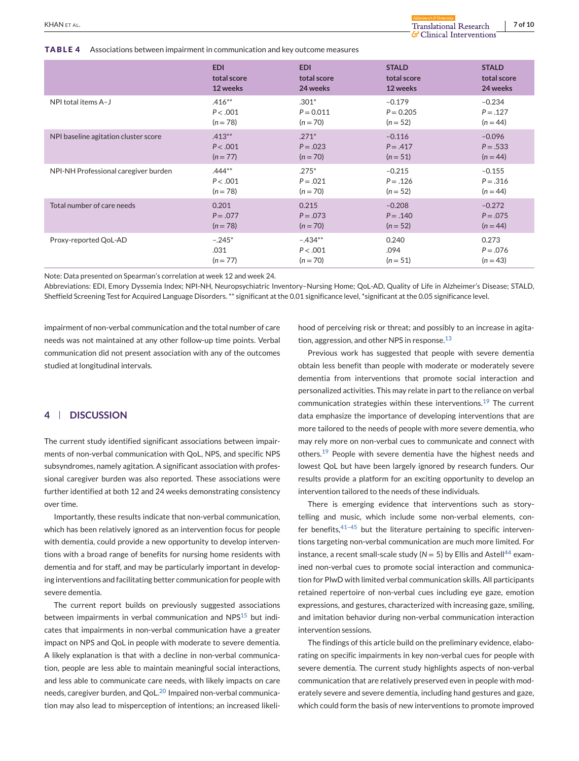**TABLE 4** Associations between impairment in communication and key outcome measures

| | EDI total score 12 weeks | EDI total score 24 weeks | STALD total score 12 weeks | STALD total score 24 weeks |
|---|---|---|---|---|
| NPI total items A–J | .416** $P < .001$ ($n = 78$) | .301* $P = 0.011$ ($n = 70$) | −0.179 $P = 0.205$ ($n = 52$) | −0.234 $P = .127$ ($n = 44$) |
| NPI baseline agitation cluster score | .413** $P < .001$ ($n = 77$) | .271* $P = .023$ ($n = 70$) | −0.116 $P = .417$ ($n = 51$) | −0.096 $P = .533$ ($n = 44$) |
| NPI-NH Professional caregiver burden | .444** $P < .001$ ($n = 78$) | .275* $P = .021$ ($n = 70$) | −0.215 $P = .126$ ($n = 52$) | −0.155 $P = .316$ ($n = 44$) |
| Total number of care needs | 0.201 $P = .077$ ($n = 78$) | 0.215 $P = .073$ ($n = 70$) | −0.208 $P = .140$ ($n = 52$) | −0.272 $P = .075$ ($n = 44$) |
| Proxy-reported QoL-AD | −.245* .031 ($n = 77$) | −.434** $P < .001$ ($n = 70$) | 0.240 .094 ($n = 51$) | 0.273 $P = .076$ ($n = 43$) |

Note: Data presented on Spearman's correlation at week 12 and week 24.

Abbreviations: EDI, Emory Dyssemia Index; NPI-NH, Neuropsychiatric Inventory–Nursing Home; QoL-AD, Quality of Life in Alzheimer's Disease; STALD, Sheffield Screening Test for Acquired Language Disorders. ** significant at the 0.01 significance level, *significant at the 0.05 significance level.

impairment of non-verbal communication and the total number of care needs was not maintained at any other follow-up time points. Verbal communication did not present association with any of the outcomes studied at longitudinal intervals.

## 4 | DISCUSSION

The current study identified significant associations between impairments of non-verbal communication with QoL, NPS, and specific NPS subsyndromes, namely agitation. A significant association with professional caregiver burden was also reported. These associations were further identified at both 12 and 24 weeks demonstrating consistency over time.

Importantly, these results indicate that non-verbal communication, which has been relatively ignored as an intervention focus for people with dementia, could provide a new opportunity to develop interventions with a broad range of benefits for nursing home residents with dementia and for staff, and may be particularly important in developing interventions and facilitating better communication for people with severe dementia.

The current report builds on previously suggested associations between impairments in verbal communication and NPS[15] but indicates that impairments in non-verbal communication have a greater impact on NPS and QoL in people with moderate to severe dementia. A likely explanation is that with a decline in non-verbal communication, people are less able to maintain meaningful social interactions, and less able to communicate care needs, with likely impacts on care needs, caregiver burden, and QoL.[20] Impaired non-verbal communication may also lead to misperception of intentions; an increased likelihood of perceiving risk or threat; and possibly to an increase in agitation, aggression, and other NPS in response.[13]

Previous work has suggested that people with severe dementia obtain less benefit than people with moderate or moderately severe dementia from interventions that promote social interaction and personalized activities. This may relate in part to the reliance on verbal communication strategies within these interventions.[19] The current data emphasize the importance of developing interventions that are more tailored to the needs of people with more severe dementia, who may rely more on non-verbal cues to communicate and connect with others.[19] People with severe dementia have the highest needs and lowest QoL but have been largely ignored by research funders. Our results provide a platform for an exciting opportunity to develop an intervention tailored to the needs of these individuals.

There is emerging evidence that interventions such as storytelling and music, which include some non-verbal elements, confer benefits,[41–45] but the literature pertaining to specific interventions targeting non-verbal communication are much more limited. For instance, a recent small-scale study ($N = 5$) by Ellis and Astell[44] examined non-verbal cues to promote social interaction and communication for PlwD with limited verbal communication skills. All participants retained repertoire of non-verbal cues including eye gaze, emotion expressions, and gestures, characterized with increasing gaze, smiling, and imitation behavior during non-verbal communication interaction intervention sessions.

The findings of this article build on the preliminary evidence, elaborating on specific impairments in key non-verbal cues for people with severe dementia. The current study highlights aspects of non-verbal communication that are relatively preserved even in people with moderately severe and severe dementia, including hand gestures and gaze, which could form the basis of new interventions to promote improved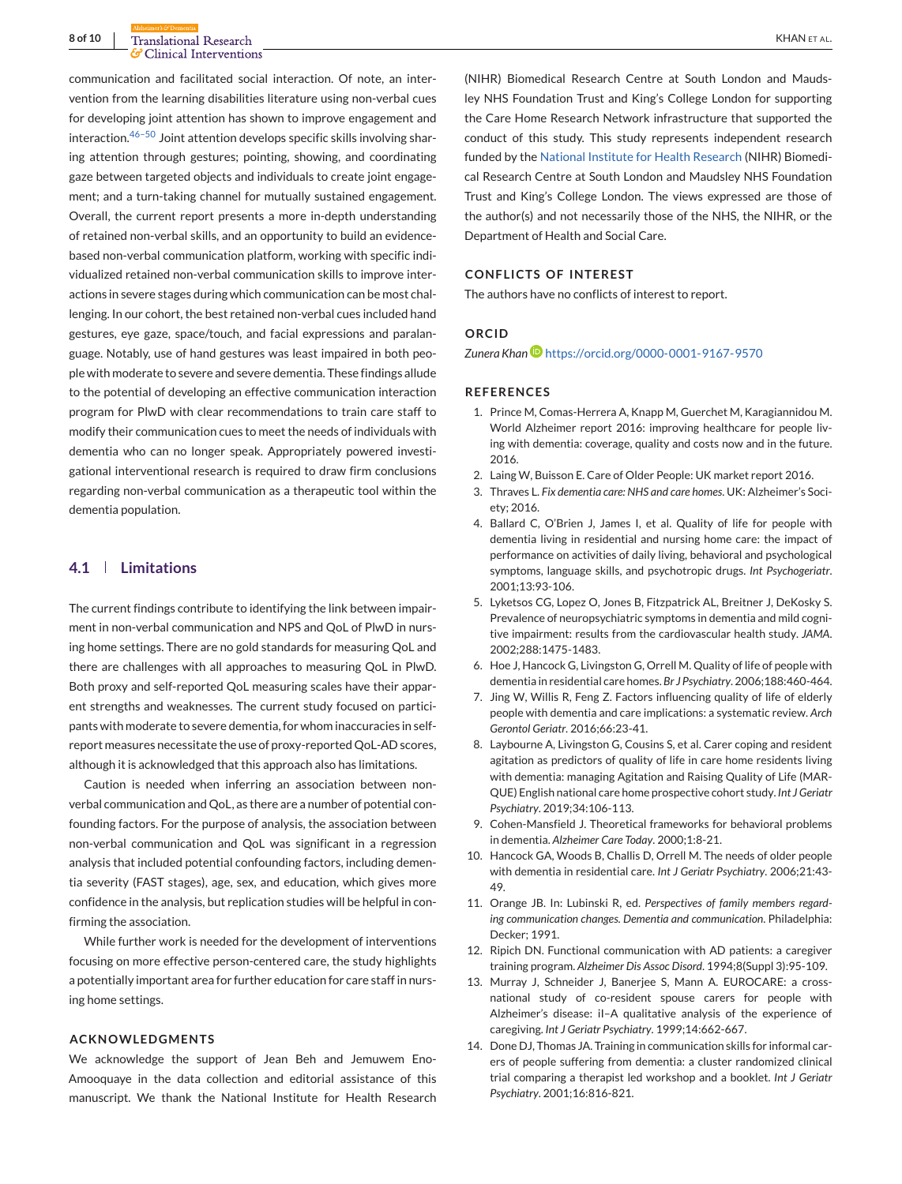communication and facilitated social interaction. Of note, an intervention from the learning disabilities literature using non-verbal cues for developing joint attention has shown to improve engagement and interaction.[46–50] Joint attention develops specific skills involving sharing attention through gestures; pointing, showing, and coordinating gaze between targeted objects and individuals to create joint engagement; and a turn-taking channel for mutually sustained engagement. Overall, the current report presents a more in-depth understanding of retained non-verbal skills, and an opportunity to build an evidence-based non-verbal communication platform, working with specific individualized retained non-verbal communication skills to improve interactions in severe stages during which communication can be most challenging. In our cohort, the best retained non-verbal cues included hand gestures, eye gaze, space/touch, and facial expressions and paralanguage. Notably, use of hand gestures was least impaired in both people with moderate to severe and severe dementia. These findings allude to the potential of developing an effective communication interaction program for PlwD with clear recommendations to train care staff to modify their communication cues to meet the needs of individuals with dementia who can no longer speak. Appropriately powered investigational interventional research is required to draw firm conclusions regarding non-verbal communication as a therapeutic tool within the dementia population.

## 4.1 | Limitations

The current findings contribute to identifying the link between impairment in non-verbal communication and NPS and QoL of PlwD in nursing home settings. There are no gold standards for measuring QoL and there are challenges with all approaches to measuring QoL in PlwD. Both proxy and self-reported QoL measuring scales have their apparent strengths and weaknesses. The current study focused on participants with moderate to severe dementia, for whom inaccuracies in self-report measures necessitate the use of proxy-reported QoL-AD scores, although it is acknowledged that this approach also has limitations.

Caution is needed when inferring an association between non-verbal communication and QoL, as there are a number of potential confounding factors. For the purpose of analysis, the association between non-verbal communication and QoL was significant in a regression analysis that included potential confounding factors, including dementia severity (FAST stages), age, sex, and education, which gives more confidence in the analysis, but replication studies will be helpful in confirming the association.

While further work is needed for the development of interventions focusing on more effective person-centered care, the study highlights a potentially important area for further education for care staff in nursing home settings.

## ACKNOWLEDGMENTS

We acknowledge the support of Jean Beh and Jemuwem Eno-Amooquaye in the data collection and editorial assistance of this manuscript. We thank the National Institute for Health Research (NIHR) Biomedical Research Centre at South London and Maudsley NHS Foundation Trust and King's College London for supporting the Care Home Research Network infrastructure that supported the conduct of this study. This study represents independent research funded by the National Institute for Health Research (NIHR) Biomedical Research Centre at South London and Maudsley NHS Foundation Trust and King's College London. The views expressed are those of the author(s) and not necessarily those of the NHS, the NIHR, or the Department of Health and Social Care.

## CONFLICTS OF INTEREST

The authors have no conflicts of interest to report.

## ORCID

*Zunera Khan* https://orcid.org/0000-0001-9167-9570

## REFERENCES

1. Prince M, Comas-Herrera A, Knapp M, Guerchet M, Karagiannidou M. World Alzheimer report 2016: improving healthcare for people living with dementia: coverage, quality and costs now and in the future. 2016.
2. Laing W, Buisson E. Care of Older People: UK market report 2016.
3. Thraves L. *Fix dementia care: NHS and care homes*. UK: Alzheimer's Society; 2016.
4. Ballard C, O'Brien J, James I, et al. Quality of life for people with dementia living in residential and nursing home care: the impact of performance on activities of daily living, behavioral and psychological symptoms, language skills, and psychotropic drugs. *Int Psychogeriatr*. 2001;13:93-106.
5. Lyketsos CG, Lopez O, Jones B, Fitzpatrick AL, Breitner J, DeKosky S. Prevalence of neuropsychiatric symptoms in dementia and mild cognitive impairment: results from the cardiovascular health study. *JAMA*. 2002;288:1475-1483.
6. Hoe J, Hancock G, Livingston G, Orrell M. Quality of life of people with dementia in residential care homes. *Br J Psychiatry*. 2006;188:460-464.
7. Jing W, Willis R, Feng Z. Factors influencing quality of life of elderly people with dementia and care implications: a systematic review. *Arch Gerontol Geriatr*. 2016;66:23-41.
8. Laybourne A, Livingston G, Cousins S, et al. Carer coping and resident agitation as predictors of quality of life in care home residents living with dementia: managing Agitation and Raising Quality of Life (MARQUE) English national care home prospective cohort study. *Int J Geriatr Psychiatry*. 2019;34:106-113.
9. Cohen-Mansfield J. Theoretical frameworks for behavioral problems in dementia. *Alzheimer Care Today*. 2000;1:8-21.
10. Hancock GA, Woods B, Challis D, Orrell M. The needs of older people with dementia in residential care. *Int J Geriatr Psychiatry*. 2006;21:43-49.
11. Orange JB. In: Lubinski R, ed. *Perspectives of family members regarding communication changes. Dementia and communication*. Philadelphia: Decker; 1991.
12. Ripich DN. Functional communication with AD patients: a caregiver training program. *Alzheimer Dis Assoc Disord*. 1994;8(Suppl 3):95-109.
13. Murray J, Schneider J, Banerjee S, Mann A. EUROCARE: a cross-national study of co-resident spouse carers for people with Alzheimer's disease: iI–A qualitative analysis of the experience of caregiving. *Int J Geriatr Psychiatry*. 1999;14:662-667.
14. Done DJ, Thomas JA. Training in communication skills for informal carers of people suffering from dementia: a cluster randomized clinical trial comparing a therapist led workshop and a booklet. *Int J Geriatr Psychiatry*. 2001;16:816-821.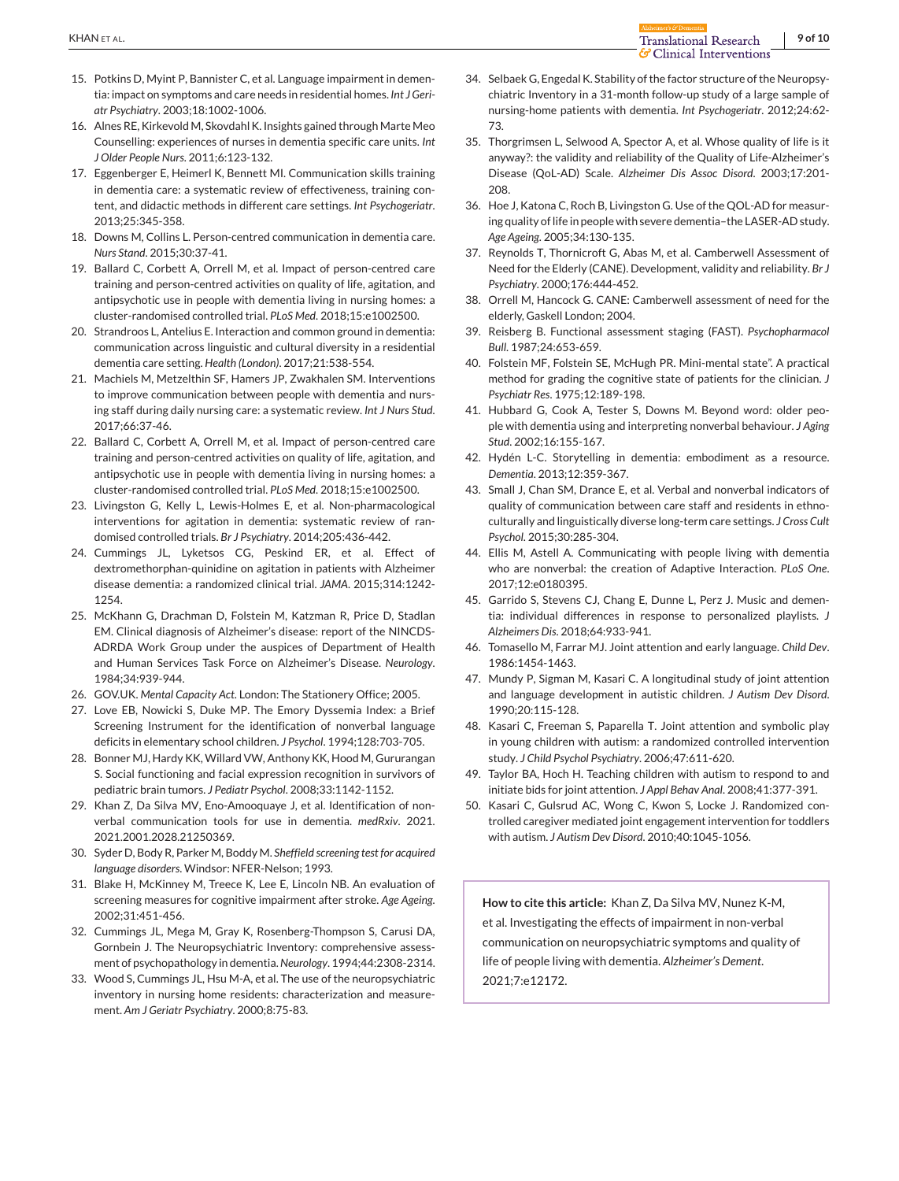15. Potkins D, Myint P, Bannister C, et al. Language impairment in dementia: impact on symptoms and care needs in residential homes. *Int J Geriatr Psychiatry*. 2003;18:1002-1006.
16. Alnes RE, Kirkevold M, Skovdahl K. Insights gained through Marte Meo Counselling: experiences of nurses in dementia specific care units. *Int J Older People Nurs*. 2011;6:123-132.
17. Eggenberger E, Heimerl K, Bennett MI. Communication skills training in dementia care: a systematic review of effectiveness, training content, and didactic methods in different care settings. *Int Psychogeriatr*. 2013;25:345-358.
18. Downs M, Collins L. Person-centred communication in dementia care. *Nurs Stand*. 2015;30:37-41.
19. Ballard C, Corbett A, Orrell M, et al. Impact of person-centred care training and person-centred activities on quality of life, agitation, and antipsychotic use in people with dementia living in nursing homes: a cluster-randomised controlled trial. *PLoS Med*. 2018;15:e1002500.
20. Strandroos L, Antelius E. Interaction and common ground in dementia: communication across linguistic and cultural diversity in a residential dementia care setting. *Health (London)*. 2017;21:538-554.
21. Machiels M, Metzelthin SF, Hamers JP, Zwakhalen SM. Interventions to improve communication between people with dementia and nursing staff during daily nursing care: a systematic review. *Int J Nurs Stud*. 2017;66:37-46.
22. Ballard C, Corbett A, Orrell M, et al. Impact of person-centred care training and person-centred activities on quality of life, agitation, and antipsychotic use in people with dementia living in nursing homes: a cluster-randomised controlled trial. *PLoS Med*. 2018;15:e1002500.
23. Livingston G, Kelly L, Lewis-Holmes E, et al. Non-pharmacological interventions for agitation in dementia: systematic review of randomised controlled trials. *Br J Psychiatry*. 2014;205:436-442.
24. Cummings JL, Lyketsos CG, Peskind ER, et al. Effect of dextromethorphan-quinidine on agitation in patients with Alzheimer disease dementia: a randomized clinical trial. *JAMA*. 2015;314:1242-1254.
25. McKhann G, Drachman D, Folstein M, Katzman R, Price D, Stadlan EM. Clinical diagnosis of Alzheimer's disease: report of the NINCDS-ADRDA Work Group under the auspices of Department of Health and Human Services Task Force on Alzheimer's Disease. *Neurology*. 1984;34:939-944.
26. GOV.UK. *Mental Capacity Act*. London: The Stationery Office; 2005.
27. Love EB, Nowicki S, Duke MP. The Emory Dyssemia Index: a Brief Screening Instrument for the identification of nonverbal language deficits in elementary school children. *J Psychol*. 1994;128:703-705.
28. Bonner MJ, Hardy KK, Willard VW, Anthony KK, Hood M, Gururangan S. Social functioning and facial expression recognition in survivors of pediatric brain tumors. *J Pediatr Psychol*. 2008;33:1142-1152.
29. Khan Z, Da Silva MV, Eno-Amooquaye J, et al. Identification of non-verbal communication tools for use in dementia. *medRxiv*. 2021. 2021.2001.2028.21250369.
30. Syder D, Body R, Parker M, Boddy M. *Sheffield screening test for acquired language disorders*. Windsor: NFER-Nelson; 1993.
31. Blake H, McKinney M, Treece K, Lee E, Lincoln NB. An evaluation of screening measures for cognitive impairment after stroke. *Age Ageing*. 2002;31:451-456.
32. Cummings JL, Mega M, Gray K, Rosenberg-Thompson S, Carusi DA, Gornbein J. The Neuropsychiatric Inventory: comprehensive assessment of psychopathology in dementia. *Neurology*. 1994;44:2308-2314.
33. Wood S, Cummings JL, Hsu M-A, et al. The use of the neuropsychiatric inventory in nursing home residents: characterization and measurement. *Am J Geriatr Psychiatry*. 2000;8:75-83.
34. Selbaek G, Engedal K. Stability of the factor structure of the Neuropsychiatric Inventory in a 31-month follow-up study of a large sample of nursing-home patients with dementia. *Int Psychogeriatr*. 2012;24:62-73.
35. Thorgrimsen L, Selwood A, Spector A, et al. Whose quality of life is it anyway?: the validity and reliability of the Quality of Life-Alzheimer's Disease (QoL-AD) Scale. *Alzheimer Dis Assoc Disord*. 2003;17:201-208.
36. Hoe J, Katona C, Roch B, Livingston G. Use of the QOL-AD for measuring quality of life in people with severe dementia–the LASER-AD study. *Age Ageing*. 2005;34:130-135.
37. Reynolds T, Thornicroft G, Abas M, et al. Camberwell Assessment of Need for the Elderly (CANE). Development, validity and reliability. *Br J Psychiatry*. 2000;176:444-452.
38. Orrell M, Hancock G. CANE: Camberwell assessment of need for the elderly, Gaskell London; 2004.
39. Reisberg B. Functional assessment staging (FAST). *Psychopharmacol Bull*. 1987;24:653-659.
40. Folstein MF, Folstein SE, McHugh PR. Mini-mental state". A practical method for grading the cognitive state of patients for the clinician. *J Psychiatr Res*. 1975;12:189-198.
41. Hubbard G, Cook A, Tester S, Downs M. Beyond word: older people with dementia using and interpreting nonverbal behaviour. *J Aging Stud*. 2002;16:155-167.
42. Hydén L-C. Storytelling in dementia: embodiment as a resource. *Dementia*. 2013;12:359-367.
43. Small J, Chan SM, Drance E, et al. Verbal and nonverbal indicators of quality of communication between care staff and residents in ethnoculturally and linguistically diverse long-term care settings. *J Cross Cult Psychol*. 2015;30:285-304.
44. Ellis M, Astell A. Communicating with people living with dementia who are nonverbal: the creation of Adaptive Interaction. *PLoS One*. 2017;12:e0180395.
45. Garrido S, Stevens CJ, Chang E, Dunne L, Perz J. Music and dementia: individual differences in response to personalized playlists. *J Alzheimers Dis*. 2018;64:933-941.
46. Tomasello M, Farrar MJ. Joint attention and early language. *Child Dev*. 1986:1454-1463.
47. Mundy P, Sigman M, Kasari C. A longitudinal study of joint attention and language development in autistic children. *J Autism Dev Disord*. 1990;20:115-128.
48. Kasari C, Freeman S, Paparella T. Joint attention and symbolic play in young children with autism: a randomized controlled intervention study. *J Child Psychol Psychiatry*. 2006;47:611-620.
49. Taylor BA, Hoch H. Teaching children with autism to respond to and initiate bids for joint attention. *J Appl Behav Anal*. 2008;41:377-391.
50. Kasari C, Gulsrud AC, Wong C, Kwon S, Locke J. Randomized controlled caregiver mediated joint engagement intervention for toddlers with autism. *J Autism Dev Disord*. 2010;40:1045-1056.

**How to cite this article:** Khan Z, Da Silva MV, Nunez K-M, et al. Investigating the effects of impairment in non-verbal communication on neuropsychiatric symptoms and quality of life of people living with dementia. *Alzheimer's Dement*. 2021;7:e12172.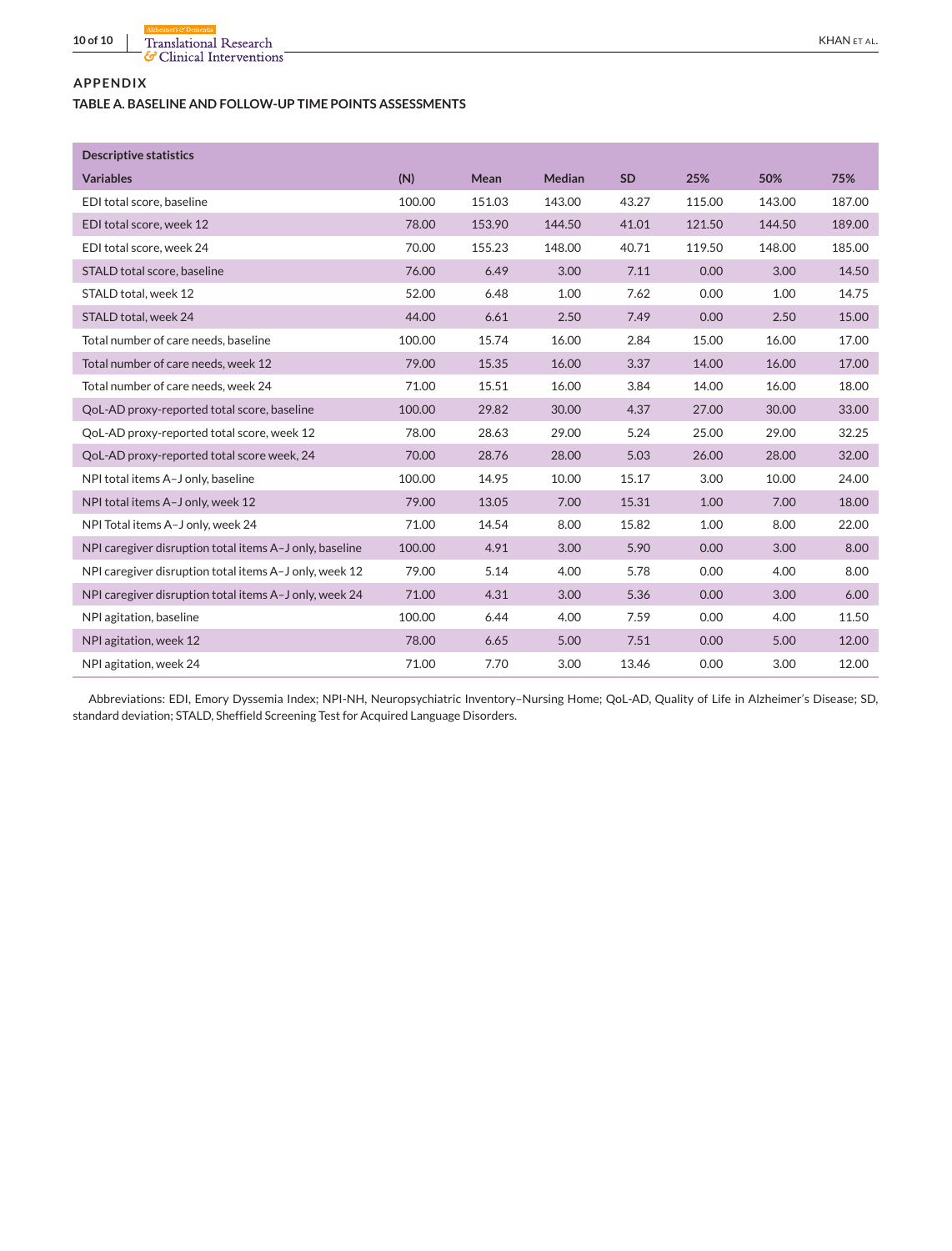## APPENDIX

### TABLE A. BASELINE AND FOLLOW-UP TIME POINTS ASSESSMENTS

| Descriptive statistics | | | | | | | |
|---|---|---|---|---|---|---|---|
| **Variables** | **(N)** | **Mean** | **Median** | **SD** | **25%** | **50%** | **75%** |
| EDI total score, baseline | 100.00 | 151.03 | 143.00 | 43.27 | 115.00 | 143.00 | 187.00 |
| EDI total score, week 12 | 78.00 | 153.90 | 144.50 | 41.01 | 121.50 | 144.50 | 189.00 |
| EDI total score, week 24 | 70.00 | 155.23 | 148.00 | 40.71 | 119.50 | 148.00 | 185.00 |
| STALD total score, baseline | 76.00 | 6.49 | 3.00 | 7.11 | 0.00 | 3.00 | 14.50 |
| STALD total, week 12 | 52.00 | 6.48 | 1.00 | 7.62 | 0.00 | 1.00 | 14.75 |
| STALD total, week 24 | 44.00 | 6.61 | 2.50 | 7.49 | 0.00 | 2.50 | 15.00 |
| Total number of care needs, baseline | 100.00 | 15.74 | 16.00 | 2.84 | 15.00 | 16.00 | 17.00 |
| Total number of care needs, week 12 | 79.00 | 15.35 | 16.00 | 3.37 | 14.00 | 16.00 | 17.00 |
| Total number of care needs, week 24 | 71.00 | 15.51 | 16.00 | 3.84 | 14.00 | 16.00 | 18.00 |
| QoL-AD proxy-reported total score, baseline | 100.00 | 29.82 | 30.00 | 4.37 | 27.00 | 30.00 | 33.00 |
| QoL-AD proxy-reported total score, week 12 | 78.00 | 28.63 | 29.00 | 5.24 | 25.00 | 29.00 | 32.25 |
| QoL-AD proxy-reported total score week, 24 | 70.00 | 28.76 | 28.00 | 5.03 | 26.00 | 28.00 | 32.00 |
| NPI total items A–J only, baseline | 100.00 | 14.95 | 10.00 | 15.17 | 3.00 | 10.00 | 24.00 |
| NPI total items A–J only, week 12 | 79.00 | 13.05 | 7.00 | 15.31 | 1.00 | 7.00 | 18.00 |
| NPI Total items A–J only, week 24 | 71.00 | 14.54 | 8.00 | 15.82 | 1.00 | 8.00 | 22.00 |
| NPI caregiver disruption total items A–J only, baseline | 100.00 | 4.91 | 3.00 | 5.90 | 0.00 | 3.00 | 8.00 |
| NPI caregiver disruption total items A–J only, week 12 | 79.00 | 5.14 | 4.00 | 5.78 | 0.00 | 4.00 | 8.00 |
| NPI caregiver disruption total items A–J only, week 24 | 71.00 | 4.31 | 3.00 | 5.36 | 0.00 | 3.00 | 6.00 |
| NPI agitation, baseline | 100.00 | 6.44 | 4.00 | 7.59 | 0.00 | 4.00 | 11.50 |
| NPI agitation, week 12 | 78.00 | 6.65 | 5.00 | 7.51 | 0.00 | 5.00 | 12.00 |
| NPI agitation, week 24 | 71.00 | 7.70 | 3.00 | 13.46 | 0.00 | 3.00 | 12.00 |

Abbreviations: EDI, Emory Dyssemia Index; NPI-NH, Neuropsychiatric Inventory–Nursing Home; QoL-AD, Quality of Life in Alzheimer's Disease; SD, standard deviation; STALD, Sheffield Screening Test for Acquired Language Disorders.